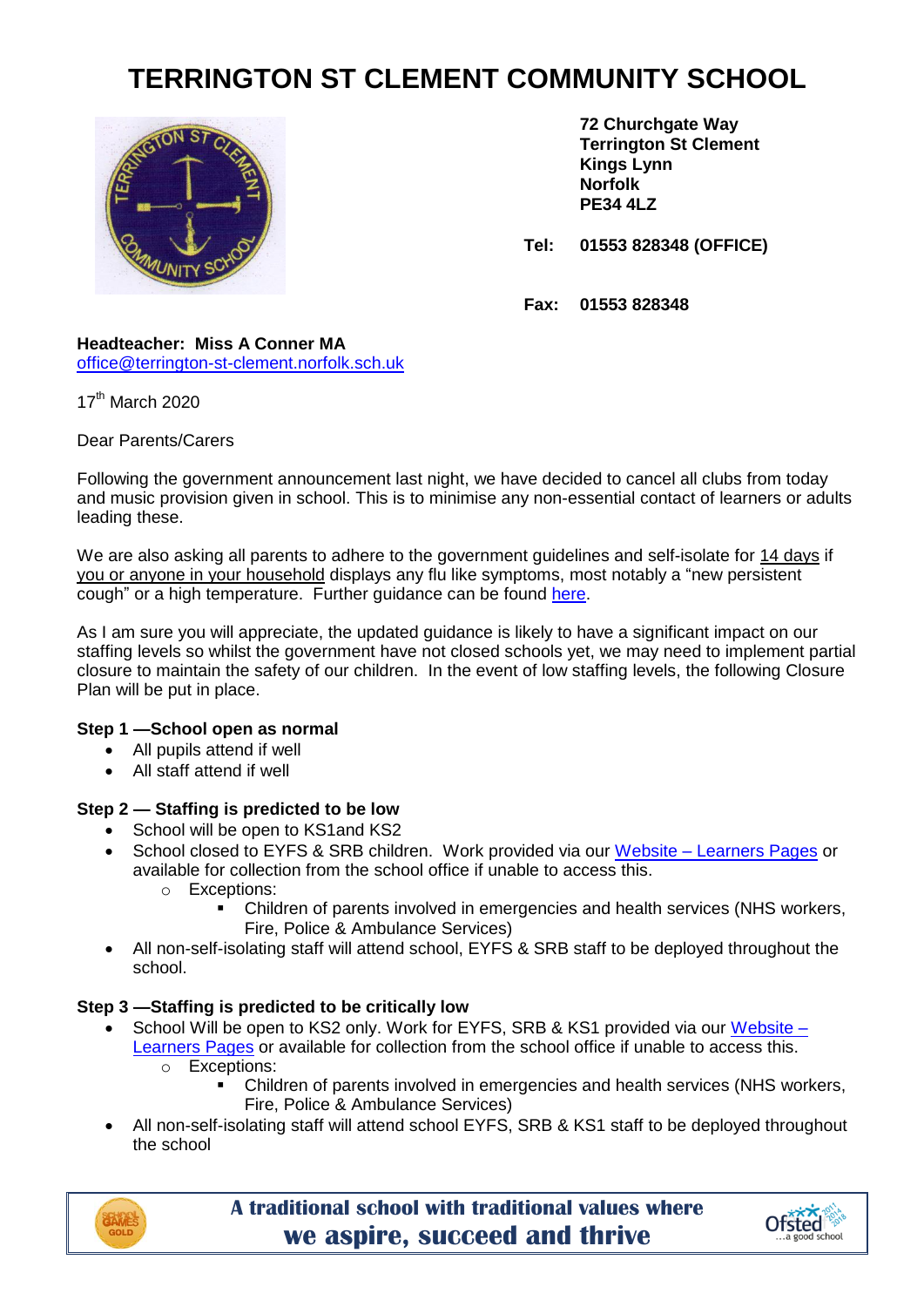# TERRINGTON ST CLEMENT COMMUNITY SCHOOL

**72 Churchgate Way**
**Terrington St Clement**
**Kings Lynn**
**Norfolk**
**PE34 4LZ**

**Tel: 01553 828348 (OFFICE)**

**Fax: 01553 828348**

**Headteacher: Miss A Conner MA**
office@terrington-st-clement.norfolk.sch.uk

17th March 2020

Dear Parents/Carers

Following the government announcement last night, we have decided to cancel all clubs from today and music provision given in school. This is to minimise any non-essential contact of learners or adults leading these.

We are also asking all parents to adhere to the government guidelines and self-isolate for 14 days if you or anyone in your household displays any flu like symptoms, most notably a "new persistent cough" or a high temperature. Further guidance can be found here.

As I am sure you will appreciate, the updated guidance is likely to have a significant impact on our staffing levels so whilst the government have not closed schools yet, we may need to implement partial closure to maintain the safety of our children. In the event of low staffing levels, the following Closure Plan will be put in place.

**Step 1 —School open as normal**

- All pupils attend if well
- All staff attend if well

**Step 2 — Staffing is predicted to be low**

- School will be open to KS1and KS2
- School closed to EYFS & SRB children. Work provided via our Website – Learners Pages or available for collection from the school office if unable to access this.
  - Exceptions:
    - Children of parents involved in emergencies and health services (NHS workers, Fire, Police & Ambulance Services)
- All non-self-isolating staff will attend school, EYFS & SRB staff to be deployed throughout the school.

**Step 3 —Staffing is predicted to be critically low**

- School Will be open to KS2 only. Work for EYFS, SRB & KS1 provided via our Website – Learners Pages or available for collection from the school office if unable to access this.
  - Exceptions:
    - Children of parents involved in emergencies and health services (NHS workers, Fire, Police & Ambulance Services)
- All non-self-isolating staff will attend school EYFS, SRB & KS1 staff to be deployed throughout the school

**A traditional school with traditional values where we aspire, succeed and thrive**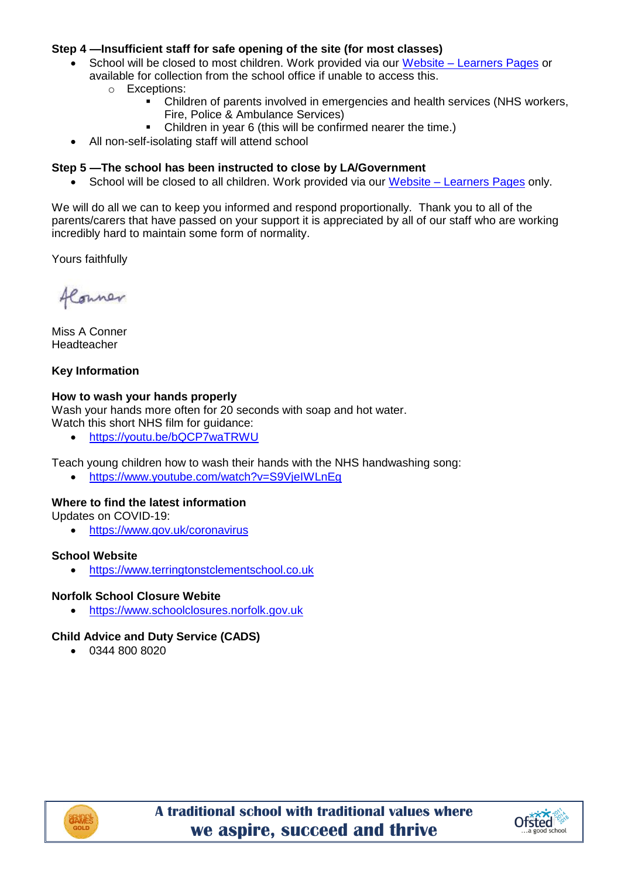**Step 4 —Insufficient staff for safe opening of the site (for most classes)**

- School will be closed to most children. Work provided via our [Website – Learners Pages]() or available for collection from the school office if unable to access this.
  - Exceptions:
    - Children of parents involved in emergencies and health services (NHS workers, Fire, Police & Ambulance Services)
    - Children in year 6 (this will be confirmed nearer the time.)
- All non-self-isolating staff will attend school

**Step 5 —The school has been instructed to close by LA/Government**

- School will be closed to all children. Work provided via our [Website – Learners Pages]() only.

We will do all we can to keep you informed and respond proportionally. Thank you to all of the parents/carers that have passed on your support it is appreciated by all of our staff who are working incredibly hard to maintain some form of normality.

Yours faithfully

AConner

Miss A Conner
Headteacher

**Key Information**

**How to wash your hands properly**
Wash your hands more often for 20 seconds with soap and hot water.
Watch this short NHS film for guidance:

- https://youtu.be/bQCP7waTRWU

Teach young children how to wash their hands with the NHS handwashing song:

- https://www.youtube.com/watch?v=S9VjeIWLnEg

**Where to find the latest information**
Updates on COVID-19:

- https://www.gov.uk/coronavirus

**School Website**

- https://www.terringtonstclementschool.co.uk

**Norfolk School Closure Webite**

- https://www.schoolclosures.norfolk.gov.uk

**Child Advice and Duty Service (CADS)**

- 0344 800 8020

**A traditional school with traditional values where we aspire, succeed and thrive**